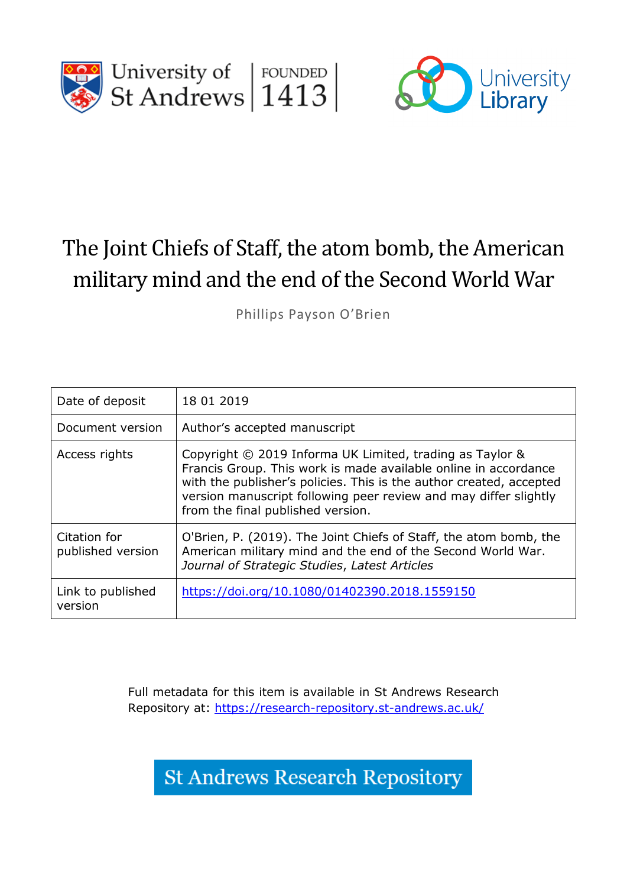# The Joint Chiefs of Staff, the atom bomb, the American military mind and the end of the Second World War

Phillips Payson O'Brien

| Date of deposit | 18 01 2019 |
|---|---|
| Document version | Author's accepted manuscript |
| Access rights | Copyright © 2019 Informa UK Limited, trading as Taylor & Francis Group. This work is made available online in accordance with the publisher's policies. This is the author created, accepted version manuscript following peer review and may differ slightly from the final published version. |
| Citation for published version | O'Brien, P. (2019). The Joint Chiefs of Staff, the atom bomb, the American military mind and the end of the Second World War. *Journal of Strategic Studies*, *Latest Articles* |
| Link to published version | https://doi.org/10.1080/01402390.2018.1559150 |

Full metadata for this item is available in St Andrews Research Repository at: https://research-repository.st-andrews.ac.uk/

St Andrews Research Repository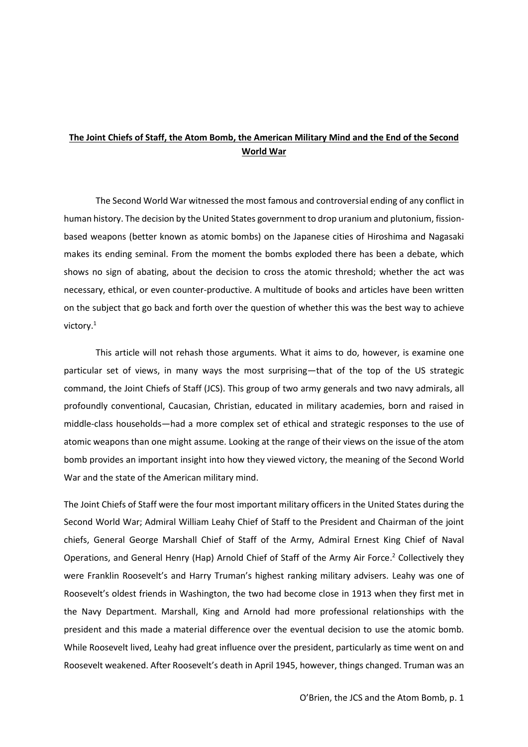**The Joint Chiefs of Staff, the Atom Bomb, the American Military Mind and the End of the Second World War**

The Second World War witnessed the most famous and controversial ending of any conflict in human history. The decision by the United States government to drop uranium and plutonium, fission-based weapons (better known as atomic bombs) on the Japanese cities of Hiroshima and Nagasaki makes its ending seminal. From the moment the bombs exploded there has been a debate, which shows no sign of abating, about the decision to cross the atomic threshold; whether the act was necessary, ethical, or even counter-productive. A multitude of books and articles have been written on the subject that go back and forth over the question of whether this was the best way to achieve victory.[1]

This article will not rehash those arguments. What it aims to do, however, is examine one particular set of views, in many ways the most surprising—that of the top of the US strategic command, the Joint Chiefs of Staff (JCS). This group of two army generals and two navy admirals, all profoundly conventional, Caucasian, Christian, educated in military academies, born and raised in middle-class households—had a more complex set of ethical and strategic responses to the use of atomic weapons than one might assume. Looking at the range of their views on the issue of the atom bomb provides an important insight into how they viewed victory, the meaning of the Second World War and the state of the American military mind.

The Joint Chiefs of Staff were the four most important military officers in the United States during the Second World War; Admiral William Leahy Chief of Staff to the President and Chairman of the joint chiefs, General George Marshall Chief of Staff of the Army, Admiral Ernest King Chief of Naval Operations, and General Henry (Hap) Arnold Chief of Staff of the Army Air Force.[2] Collectively they were Franklin Roosevelt's and Harry Truman's highest ranking military advisers. Leahy was one of Roosevelt's oldest friends in Washington, the two had become close in 1913 when they first met in the Navy Department. Marshall, King and Arnold had more professional relationships with the president and this made a material difference over the eventual decision to use the atomic bomb. While Roosevelt lived, Leahy had great influence over the president, particularly as time went on and Roosevelt weakened. After Roosevelt's death in April 1945, however, things changed. Truman was an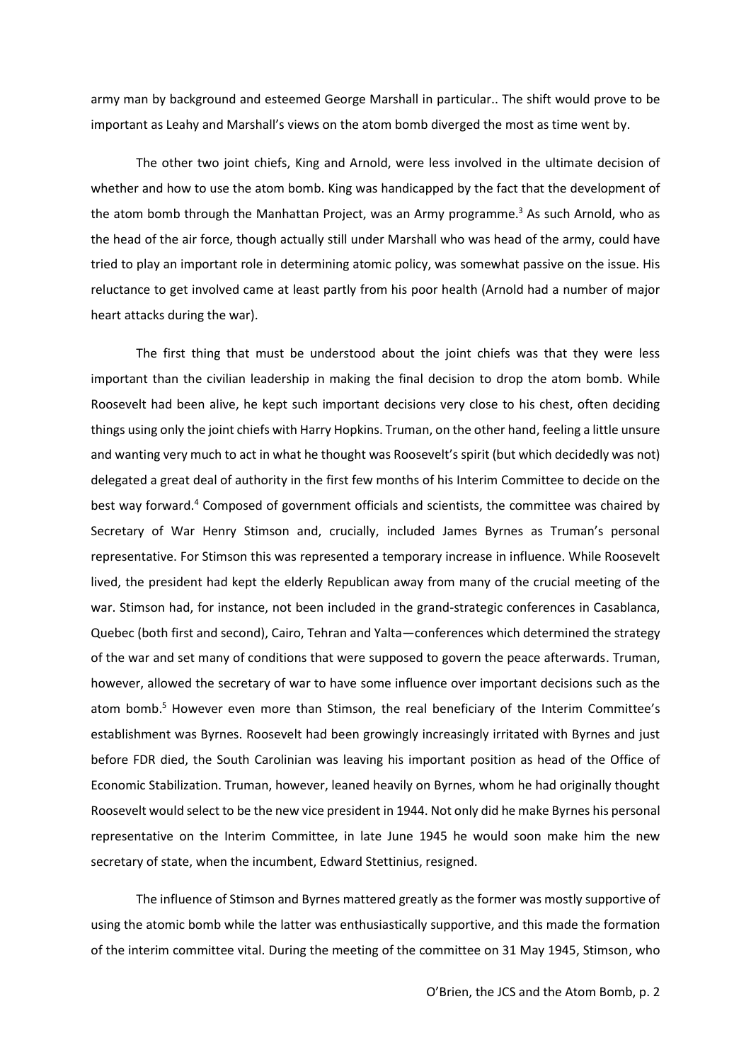army man by background and esteemed George Marshall in particular.. The shift would prove to be important as Leahy and Marshall's views on the atom bomb diverged the most as time went by.

The other two joint chiefs, King and Arnold, were less involved in the ultimate decision of whether and how to use the atom bomb. King was handicapped by the fact that the development of the atom bomb through the Manhattan Project, was an Army programme.[3] As such Arnold, who as the head of the air force, though actually still under Marshall who was head of the army, could have tried to play an important role in determining atomic policy, was somewhat passive on the issue. His reluctance to get involved came at least partly from his poor health (Arnold had a number of major heart attacks during the war).

The first thing that must be understood about the joint chiefs was that they were less important than the civilian leadership in making the final decision to drop the atom bomb. While Roosevelt had been alive, he kept such important decisions very close to his chest, often deciding things using only the joint chiefs with Harry Hopkins. Truman, on the other hand, feeling a little unsure and wanting very much to act in what he thought was Roosevelt's spirit (but which decidedly was not) delegated a great deal of authority in the first few months of his Interim Committee to decide on the best way forward.[4] Composed of government officials and scientists, the committee was chaired by Secretary of War Henry Stimson and, crucially, included James Byrnes as Truman's personal representative. For Stimson this was represented a temporary increase in influence. While Roosevelt lived, the president had kept the elderly Republican away from many of the crucial meeting of the war. Stimson had, for instance, not been included in the grand-strategic conferences in Casablanca, Quebec (both first and second), Cairo, Tehran and Yalta—conferences which determined the strategy of the war and set many of conditions that were supposed to govern the peace afterwards. Truman, however, allowed the secretary of war to have some influence over important decisions such as the atom bomb.[5] However even more than Stimson, the real beneficiary of the Interim Committee's establishment was Byrnes. Roosevelt had been growingly increasingly irritated with Byrnes and just before FDR died, the South Carolinian was leaving his important position as head of the Office of Economic Stabilization. Truman, however, leaned heavily on Byrnes, whom he had originally thought Roosevelt would select to be the new vice president in 1944. Not only did he make Byrnes his personal representative on the Interim Committee, in late June 1945 he would soon make him the new secretary of state, when the incumbent, Edward Stettinius, resigned.

The influence of Stimson and Byrnes mattered greatly as the former was mostly supportive of using the atomic bomb while the latter was enthusiastically supportive, and this made the formation of the interim committee vital. During the meeting of the committee on 31 May 1945, Stimson, who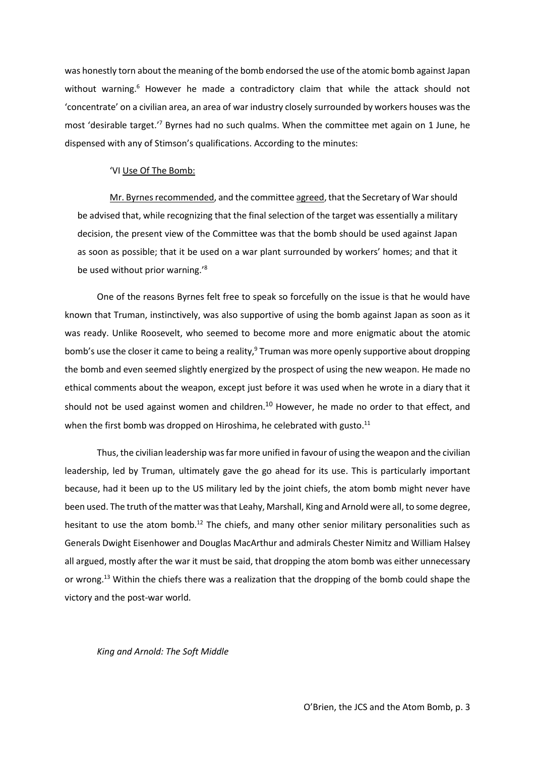was honestly torn about the meaning of the bomb endorsed the use of the atomic bomb against Japan without warning.[6] However he made a contradictory claim that while the attack should not 'concentrate' on a civilian area, an area of war industry closely surrounded by workers houses was the most 'desirable target.'[7] Byrnes had no such qualms. When the committee met again on 1 June, he dispensed with any of Stimson's qualifications. According to the minutes:

> 'VI Use Of The Bomb:
>
> Mr. Byrnes recommended, and the committee agreed, that the Secretary of War should be advised that, while recognizing that the final selection of the target was essentially a military decision, the present view of the Committee was that the bomb should be used against Japan as soon as possible; that it be used on a war plant surrounded by workers' homes; and that it be used without prior warning.'[8]

One of the reasons Byrnes felt free to speak so forcefully on the issue is that he would have known that Truman, instinctively, was also supportive of using the bomb against Japan as soon as it was ready. Unlike Roosevelt, who seemed to become more and more enigmatic about the atomic bomb's use the closer it came to being a reality,[9] Truman was more openly supportive about dropping the bomb and even seemed slightly energized by the prospect of using the new weapon. He made no ethical comments about the weapon, except just before it was used when he wrote in a diary that it should not be used against women and children.[10] However, he made no order to that effect, and when the first bomb was dropped on Hiroshima, he celebrated with gusto.[11]

Thus, the civilian leadership was far more unified in favour of using the weapon and the civilian leadership, led by Truman, ultimately gave the go ahead for its use. This is particularly important because, had it been up to the US military led by the joint chiefs, the atom bomb might never have been used. The truth of the matter was that Leahy, Marshall, King and Arnold were all, to some degree, hesitant to use the atom bomb.[12] The chiefs, and many other senior military personalities such as Generals Dwight Eisenhower and Douglas MacArthur and admirals Chester Nimitz and William Halsey all argued, mostly after the war it must be said, that dropping the atom bomb was either unnecessary or wrong.[13] Within the chiefs there was a realization that the dropping of the bomb could shape the victory and the post-war world.

*King and Arnold: The Soft Middle*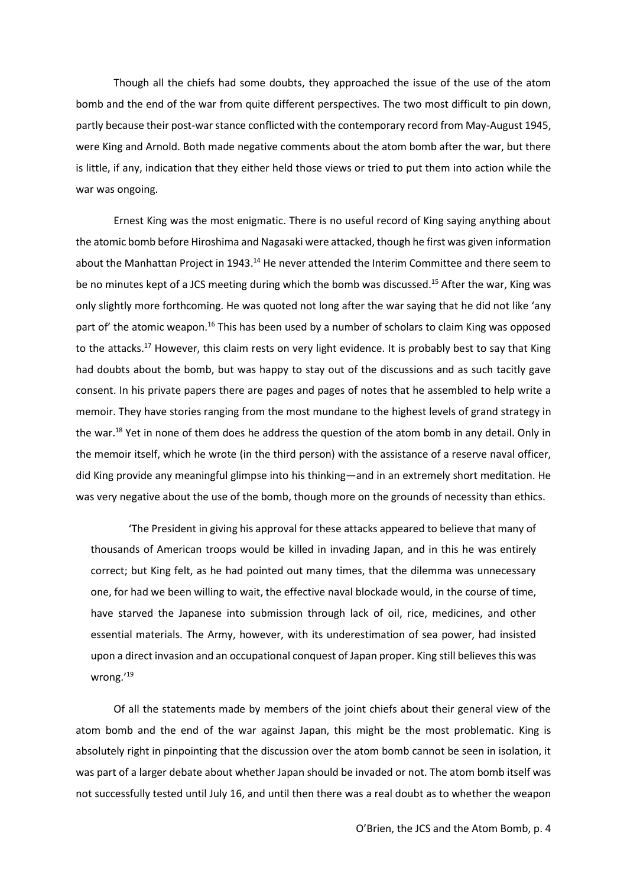Though all the chiefs had some doubts, they approached the issue of the use of the atom bomb and the end of the war from quite different perspectives. The two most difficult to pin down, partly because their post-war stance conflicted with the contemporary record from May-August 1945, were King and Arnold. Both made negative comments about the atom bomb after the war, but there is little, if any, indication that they either held those views or tried to put them into action while the war was ongoing.

Ernest King was the most enigmatic. There is no useful record of King saying anything about the atomic bomb before Hiroshima and Nagasaki were attacked, though he first was given information about the Manhattan Project in 1943.[14] He never attended the Interim Committee and there seem to be no minutes kept of a JCS meeting during which the bomb was discussed.[15] After the war, King was only slightly more forthcoming. He was quoted not long after the war saying that he did not like 'any part of' the atomic weapon.[16] This has been used by a number of scholars to claim King was opposed to the attacks.[17] However, this claim rests on very light evidence. It is probably best to say that King had doubts about the bomb, but was happy to stay out of the discussions and as such tacitly gave consent. In his private papers there are pages and pages of notes that he assembled to help write a memoir. They have stories ranging from the most mundane to the highest levels of grand strategy in the war.[18] Yet in none of them does he address the question of the atom bomb in any detail. Only in the memoir itself, which he wrote (in the third person) with the assistance of a reserve naval officer, did King provide any meaningful glimpse into his thinking—and in an extremely short meditation. He was very negative about the use of the bomb, though more on the grounds of necessity than ethics.

> 'The President in giving his approval for these attacks appeared to believe that many of thousands of American troops would be killed in invading Japan, and in this he was entirely correct; but King felt, as he had pointed out many times, that the dilemma was unnecessary one, for had we been willing to wait, the effective naval blockade would, in the course of time, have starved the Japanese into submission through lack of oil, rice, medicines, and other essential materials. The Army, however, with its underestimation of sea power, had insisted upon a direct invasion and an occupational conquest of Japan proper. King still believes this was wrong.'[19]

Of all the statements made by members of the joint chiefs about their general view of the atom bomb and the end of the war against Japan, this might be the most problematic. King is absolutely right in pinpointing that the discussion over the atom bomb cannot be seen in isolation, it was part of a larger debate about whether Japan should be invaded or not. The atom bomb itself was not successfully tested until July 16, and until then there was a real doubt as to whether the weapon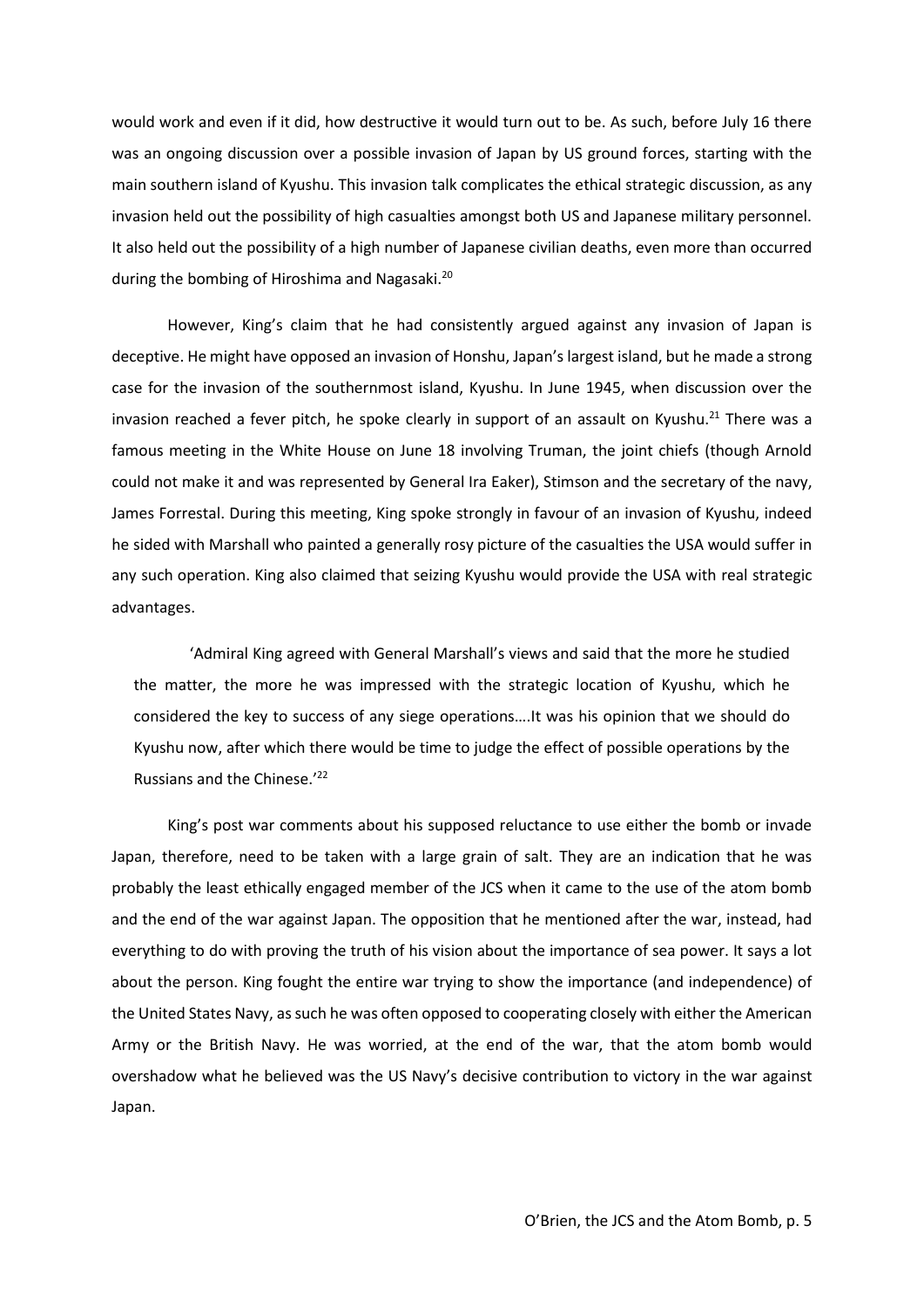would work and even if it did, how destructive it would turn out to be. As such, before July 16 there was an ongoing discussion over a possible invasion of Japan by US ground forces, starting with the main southern island of Kyushu. This invasion talk complicates the ethical strategic discussion, as any invasion held out the possibility of high casualties amongst both US and Japanese military personnel. It also held out the possibility of a high number of Japanese civilian deaths, even more than occurred during the bombing of Hiroshima and Nagasaki.[20]

However, King's claim that he had consistently argued against any invasion of Japan is deceptive. He might have opposed an invasion of Honshu, Japan's largest island, but he made a strong case for the invasion of the southernmost island, Kyushu. In June 1945, when discussion over the invasion reached a fever pitch, he spoke clearly in support of an assault on Kyushu.[21] There was a famous meeting in the White House on June 18 involving Truman, the joint chiefs (though Arnold could not make it and was represented by General Ira Eaker), Stimson and the secretary of the navy, James Forrestal. During this meeting, King spoke strongly in favour of an invasion of Kyushu, indeed he sided with Marshall who painted a generally rosy picture of the casualties the USA would suffer in any such operation. King also claimed that seizing Kyushu would provide the USA with real strategic advantages.

> 'Admiral King agreed with General Marshall's views and said that the more he studied the matter, the more he was impressed with the strategic location of Kyushu, which he considered the key to success of any siege operations….It was his opinion that we should do Kyushu now, after which there would be time to judge the effect of possible operations by the Russians and the Chinese.'[22]

King's post war comments about his supposed reluctance to use either the bomb or invade Japan, therefore, need to be taken with a large grain of salt. They are an indication that he was probably the least ethically engaged member of the JCS when it came to the use of the atom bomb and the end of the war against Japan. The opposition that he mentioned after the war, instead, had everything to do with proving the truth of his vision about the importance of sea power. It says a lot about the person. King fought the entire war trying to show the importance (and independence) of the United States Navy, as such he was often opposed to cooperating closely with either the American Army or the British Navy. He was worried, at the end of the war, that the atom bomb would overshadow what he believed was the US Navy's decisive contribution to victory in the war against Japan.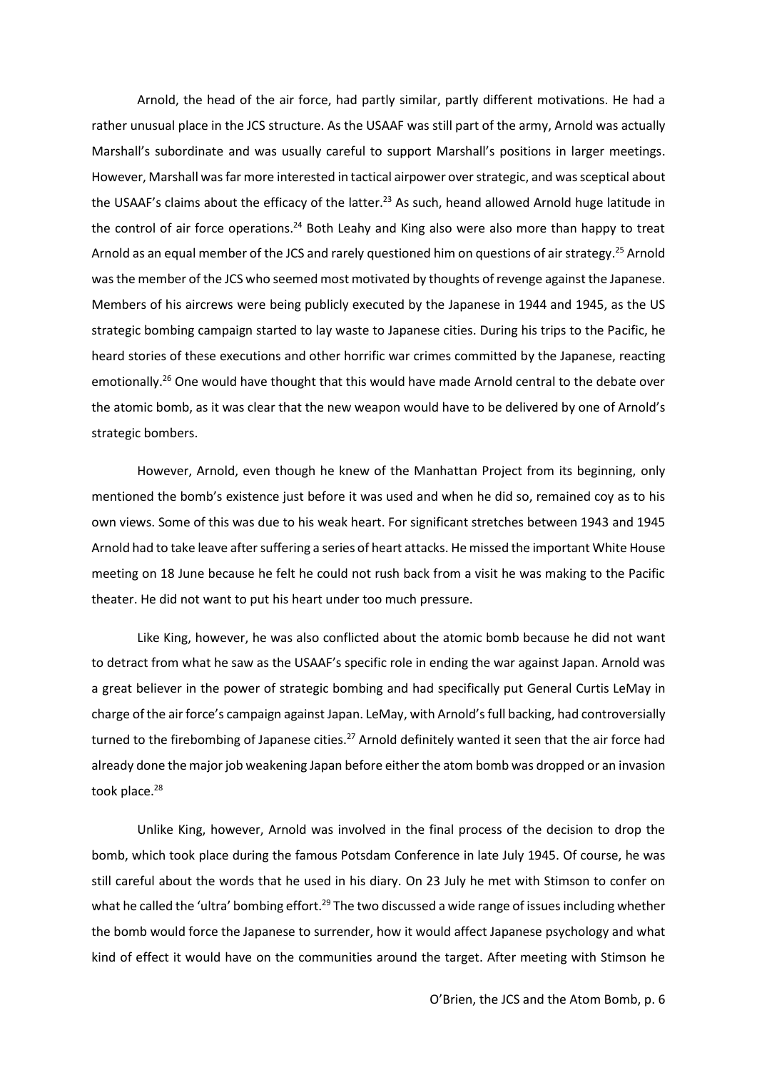Arnold, the head of the air force, had partly similar, partly different motivations. He had a rather unusual place in the JCS structure. As the USAAF was still part of the army, Arnold was actually Marshall's subordinate and was usually careful to support Marshall's positions in larger meetings. However, Marshall was far more interested in tactical airpower over strategic, and was sceptical about the USAAF's claims about the efficacy of the latter.[23] As such, heand allowed Arnold huge latitude in the control of air force operations.[24] Both Leahy and King also were also more than happy to treat Arnold as an equal member of the JCS and rarely questioned him on questions of air strategy.[25] Arnold was the member of the JCS who seemed most motivated by thoughts of revenge against the Japanese. Members of his aircrews were being publicly executed by the Japanese in 1944 and 1945, as the US strategic bombing campaign started to lay waste to Japanese cities. During his trips to the Pacific, he heard stories of these executions and other horrific war crimes committed by the Japanese, reacting emotionally.[26] One would have thought that this would have made Arnold central to the debate over the atomic bomb, as it was clear that the new weapon would have to be delivered by one of Arnold's strategic bombers.

However, Arnold, even though he knew of the Manhattan Project from its beginning, only mentioned the bomb's existence just before it was used and when he did so, remained coy as to his own views. Some of this was due to his weak heart. For significant stretches between 1943 and 1945 Arnold had to take leave after suffering a series of heart attacks. He missed the important White House meeting on 18 June because he felt he could not rush back from a visit he was making to the Pacific theater. He did not want to put his heart under too much pressure.

Like King, however, he was also conflicted about the atomic bomb because he did not want to detract from what he saw as the USAAF's specific role in ending the war against Japan. Arnold was a great believer in the power of strategic bombing and had specifically put General Curtis LeMay in charge of the air force's campaign against Japan. LeMay, with Arnold's full backing, had controversially turned to the firebombing of Japanese cities.[27] Arnold definitely wanted it seen that the air force had already done the major job weakening Japan before either the atom bomb was dropped or an invasion took place.[28]

Unlike King, however, Arnold was involved in the final process of the decision to drop the bomb, which took place during the famous Potsdam Conference in late July 1945. Of course, he was still careful about the words that he used in his diary. On 23 July he met with Stimson to confer on what he called the 'ultra' bombing effort.[29] The two discussed a wide range of issues including whether the bomb would force the Japanese to surrender, how it would affect Japanese psychology and what kind of effect it would have on the communities around the target. After meeting with Stimson he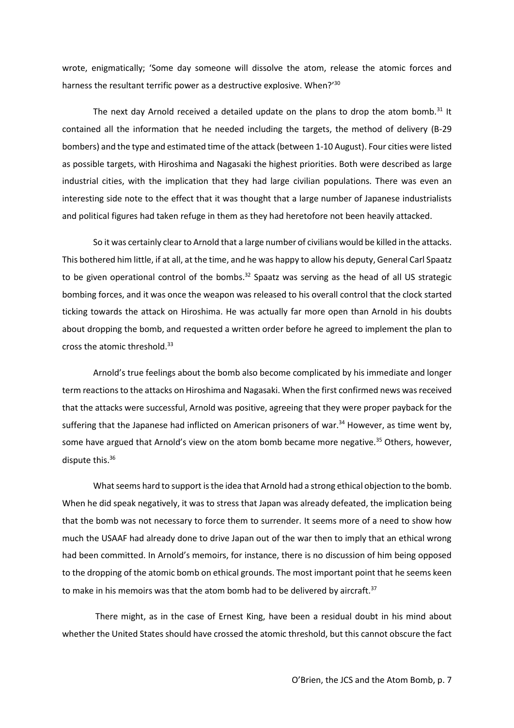wrote, enigmatically; 'Some day someone will dissolve the atom, release the atomic forces and harness the resultant terrific power as a destructive explosive. When?'[30]

The next day Arnold received a detailed update on the plans to drop the atom bomb.[31] It contained all the information that he needed including the targets, the method of delivery (B-29 bombers) and the type and estimated time of the attack (between 1-10 August). Four cities were listed as possible targets, with Hiroshima and Nagasaki the highest priorities. Both were described as large industrial cities, with the implication that they had large civilian populations. There was even an interesting side note to the effect that it was thought that a large number of Japanese industrialists and political figures had taken refuge in them as they had heretofore not been heavily attacked.

So it was certainly clear to Arnold that a large number of civilians would be killed in the attacks. This bothered him little, if at all, at the time, and he was happy to allow his deputy, General Carl Spaatz to be given operational control of the bombs.[32] Spaatz was serving as the head of all US strategic bombing forces, and it was once the weapon was released to his overall control that the clock started ticking towards the attack on Hiroshima. He was actually far more open than Arnold in his doubts about dropping the bomb, and requested a written order before he agreed to implement the plan to cross the atomic threshold.[33]

Arnold's true feelings about the bomb also become complicated by his immediate and longer term reactions to the attacks on Hiroshima and Nagasaki. When the first confirmed news was received that the attacks were successful, Arnold was positive, agreeing that they were proper payback for the suffering that the Japanese had inflicted on American prisoners of war.[34] However, as time went by, some have argued that Arnold's view on the atom bomb became more negative.[35] Others, however, dispute this.[36]

What seems hard to support is the idea that Arnold had a strong ethical objection to the bomb. When he did speak negatively, it was to stress that Japan was already defeated, the implication being that the bomb was not necessary to force them to surrender. It seems more of a need to show how much the USAAF had already done to drive Japan out of the war then to imply that an ethical wrong had been committed. In Arnold's memoirs, for instance, there is no discussion of him being opposed to the dropping of the atomic bomb on ethical grounds. The most important point that he seems keen to make in his memoirs was that the atom bomb had to be delivered by aircraft.[37]

There might, as in the case of Ernest King, have been a residual doubt in his mind about whether the United States should have crossed the atomic threshold, but this cannot obscure the fact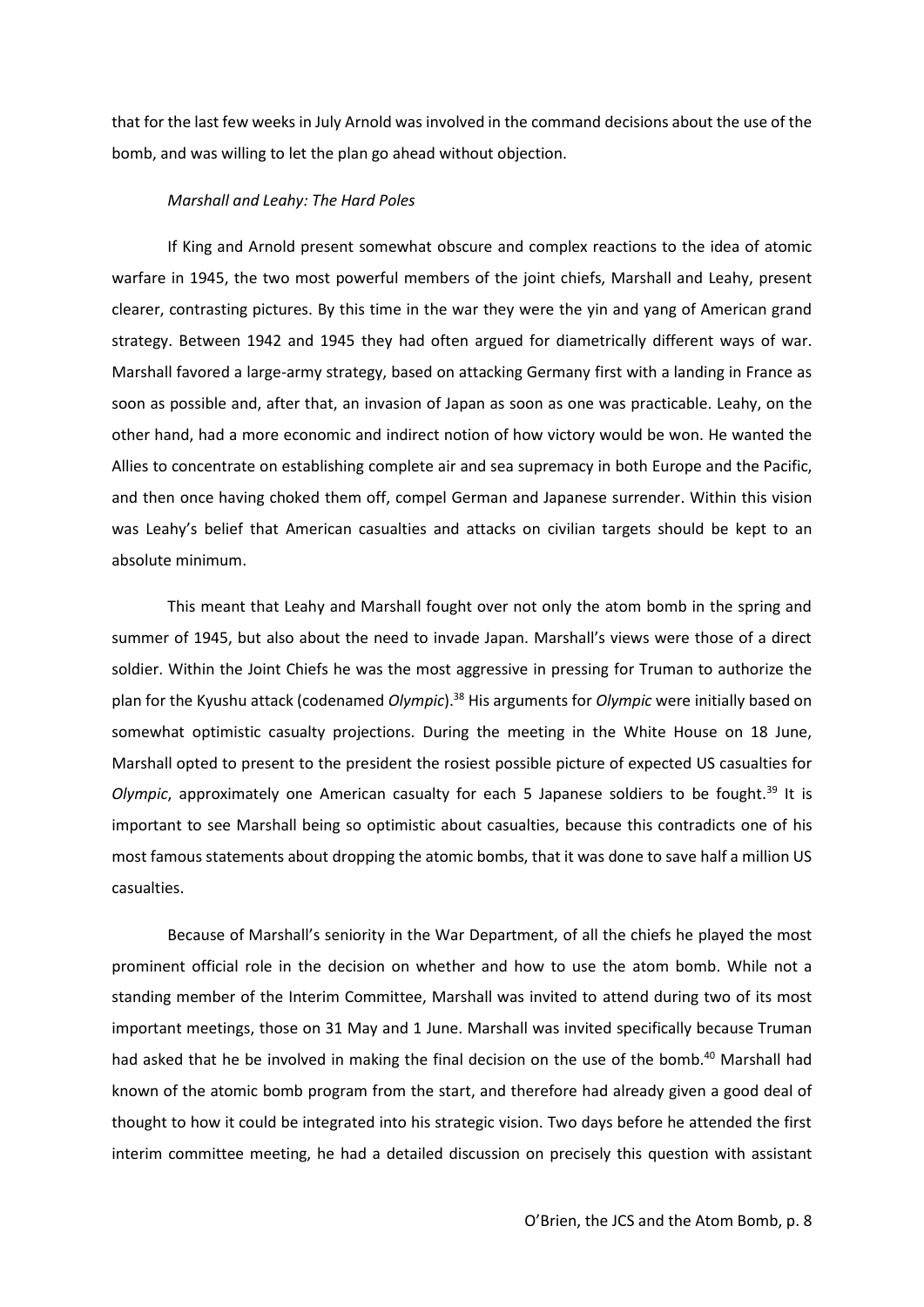that for the last few weeks in July Arnold was involved in the command decisions about the use of the bomb, and was willing to let the plan go ahead without objection.

*Marshall and Leahy: The Hard Poles*

If King and Arnold present somewhat obscure and complex reactions to the idea of atomic warfare in 1945, the two most powerful members of the joint chiefs, Marshall and Leahy, present clearer, contrasting pictures. By this time in the war they were the yin and yang of American grand strategy. Between 1942 and 1945 they had often argued for diametrically different ways of war. Marshall favored a large-army strategy, based on attacking Germany first with a landing in France as soon as possible and, after that, an invasion of Japan as soon as one was practicable. Leahy, on the other hand, had a more economic and indirect notion of how victory would be won. He wanted the Allies to concentrate on establishing complete air and sea supremacy in both Europe and the Pacific, and then once having choked them off, compel German and Japanese surrender. Within this vision was Leahy's belief that American casualties and attacks on civilian targets should be kept to an absolute minimum.

This meant that Leahy and Marshall fought over not only the atom bomb in the spring and summer of 1945, but also about the need to invade Japan. Marshall's views were those of a direct soldier. Within the Joint Chiefs he was the most aggressive in pressing for Truman to authorize the plan for the Kyushu attack (codenamed *Olympic*).[38] His arguments for *Olympic* were initially based on somewhat optimistic casualty projections. During the meeting in the White House on 18 June, Marshall opted to present to the president the rosiest possible picture of expected US casualties for *Olympic*, approximately one American casualty for each 5 Japanese soldiers to be fought.[39] It is important to see Marshall being so optimistic about casualties, because this contradicts one of his most famous statements about dropping the atomic bombs, that it was done to save half a million US casualties.

Because of Marshall's seniority in the War Department, of all the chiefs he played the most prominent official role in the decision on whether and how to use the atom bomb. While not a standing member of the Interim Committee, Marshall was invited to attend during two of its most important meetings, those on 31 May and 1 June. Marshall was invited specifically because Truman had asked that he be involved in making the final decision on the use of the bomb.[40] Marshall had known of the atomic bomb program from the start, and therefore had already given a good deal of thought to how it could be integrated into his strategic vision. Two days before he attended the first interim committee meeting, he had a detailed discussion on precisely this question with assistant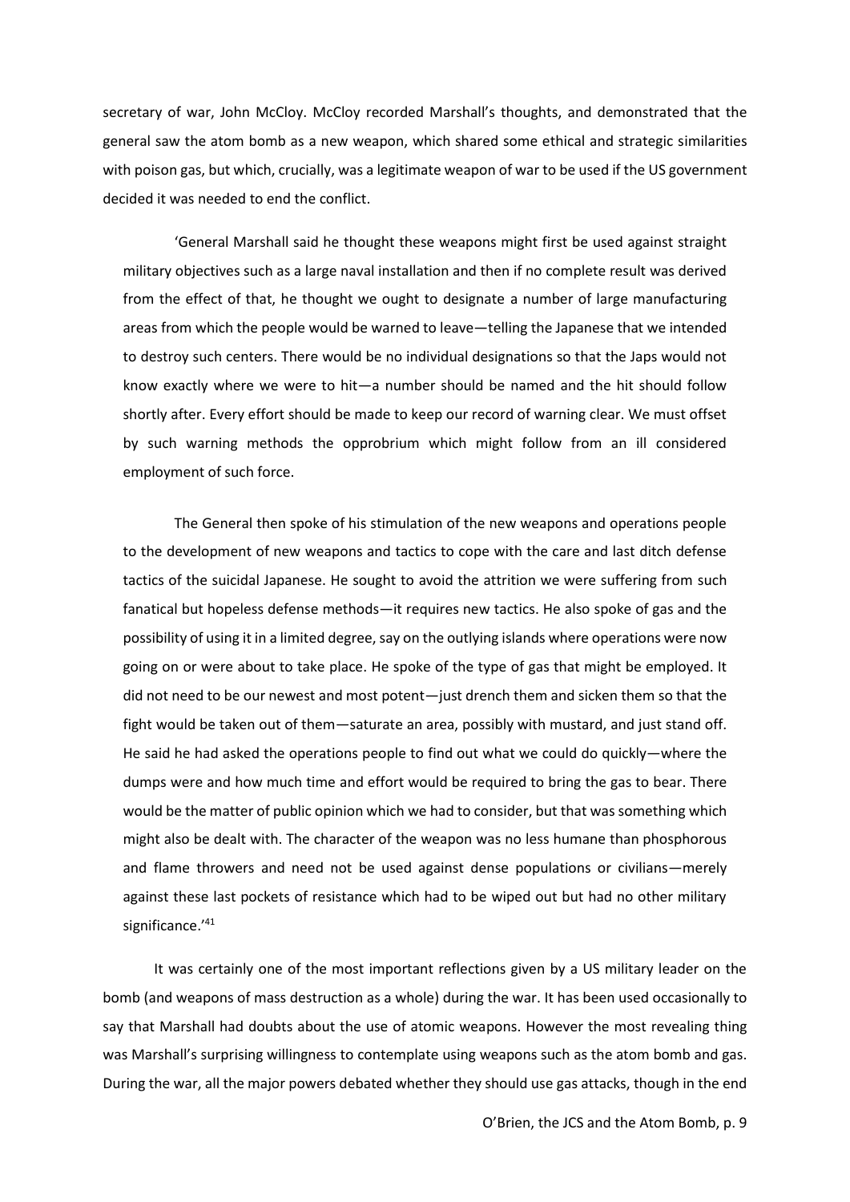secretary of war, John McCloy. McCloy recorded Marshall's thoughts, and demonstrated that the general saw the atom bomb as a new weapon, which shared some ethical and strategic similarities with poison gas, but which, crucially, was a legitimate weapon of war to be used if the US government decided it was needed to end the conflict.

> 'General Marshall said he thought these weapons might first be used against straight military objectives such as a large naval installation and then if no complete result was derived from the effect of that, he thought we ought to designate a number of large manufacturing areas from which the people would be warned to leave—telling the Japanese that we intended to destroy such centers. There would be no individual designations so that the Japs would not know exactly where we were to hit—a number should be named and the hit should follow shortly after. Every effort should be made to keep our record of warning clear. We must offset by such warning methods the opprobrium which might follow from an ill considered employment of such force.
>
> The General then spoke of his stimulation of the new weapons and operations people to the development of new weapons and tactics to cope with the care and last ditch defense tactics of the suicidal Japanese. He sought to avoid the attrition we were suffering from such fanatical but hopeless defense methods—it requires new tactics. He also spoke of gas and the possibility of using it in a limited degree, say on the outlying islands where operations were now going on or were about to take place. He spoke of the type of gas that might be employed. It did not need to be our newest and most potent—just drench them and sicken them so that the fight would be taken out of them—saturate an area, possibly with mustard, and just stand off. He said he had asked the operations people to find out what we could do quickly—where the dumps were and how much time and effort would be required to bring the gas to bear. There would be the matter of public opinion which we had to consider, but that was something which might also be dealt with. The character of the weapon was no less humane than phosphorous and flame throwers and need not be used against dense populations or civilians—merely against these last pockets of resistance which had to be wiped out but had no other military significance.'[41]

It was certainly one of the most important reflections given by a US military leader on the bomb (and weapons of mass destruction as a whole) during the war. It has been used occasionally to say that Marshall had doubts about the use of atomic weapons. However the most revealing thing was Marshall's surprising willingness to contemplate using weapons such as the atom bomb and gas. During the war, all the major powers debated whether they should use gas attacks, though in the end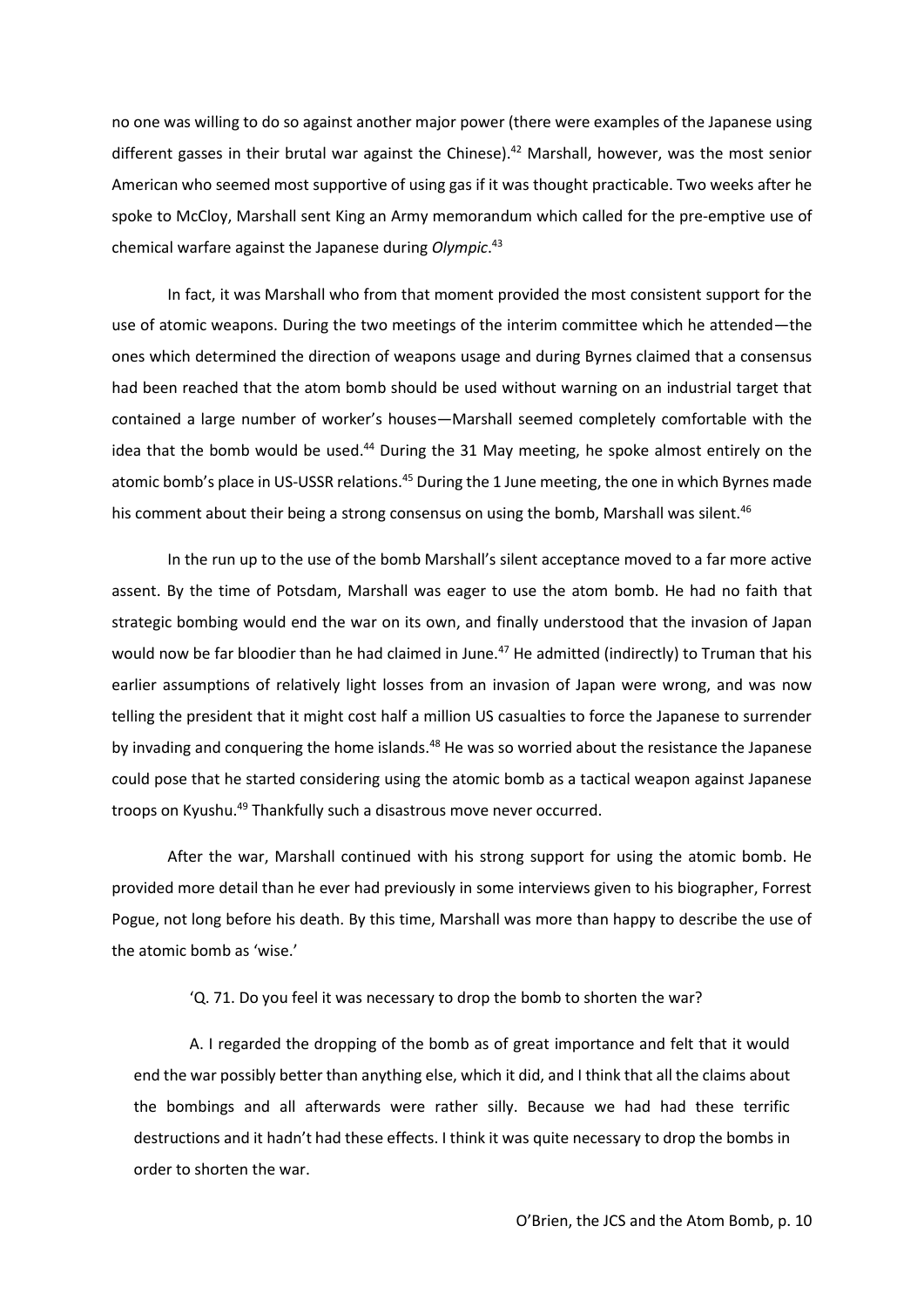no one was willing to do so against another major power (there were examples of the Japanese using different gasses in their brutal war against the Chinese).[42] Marshall, however, was the most senior American who seemed most supportive of using gas if it was thought practicable. Two weeks after he spoke to McCloy, Marshall sent King an Army memorandum which called for the pre-emptive use of chemical warfare against the Japanese during *Olympic*.[43]

In fact, it was Marshall who from that moment provided the most consistent support for the use of atomic weapons. During the two meetings of the interim committee which he attended—the ones which determined the direction of weapons usage and during Byrnes claimed that a consensus had been reached that the atom bomb should be used without warning on an industrial target that contained a large number of worker's houses—Marshall seemed completely comfortable with the idea that the bomb would be used.[44] During the 31 May meeting, he spoke almost entirely on the atomic bomb's place in US-USSR relations.[45] During the 1 June meeting, the one in which Byrnes made his comment about their being a strong consensus on using the bomb, Marshall was silent.[46]

In the run up to the use of the bomb Marshall's silent acceptance moved to a far more active assent. By the time of Potsdam, Marshall was eager to use the atom bomb. He had no faith that strategic bombing would end the war on its own, and finally understood that the invasion of Japan would now be far bloodier than he had claimed in June.[47] He admitted (indirectly) to Truman that his earlier assumptions of relatively light losses from an invasion of Japan were wrong, and was now telling the president that it might cost half a million US casualties to force the Japanese to surrender by invading and conquering the home islands.[48] He was so worried about the resistance the Japanese could pose that he started considering using the atomic bomb as a tactical weapon against Japanese troops on Kyushu.[49] Thankfully such a disastrous move never occurred.

After the war, Marshall continued with his strong support for using the atomic bomb. He provided more detail than he ever had previously in some interviews given to his biographer, Forrest Pogue, not long before his death. By this time, Marshall was more than happy to describe the use of the atomic bomb as 'wise.'

> 'Q. 71. Do you feel it was necessary to drop the bomb to shorten the war?
>
> A. I regarded the dropping of the bomb as of great importance and felt that it would end the war possibly better than anything else, which it did, and I think that all the claims about the bombings and all afterwards were rather silly. Because we had had these terrific destructions and it hadn't had these effects. I think it was quite necessary to drop the bombs in order to shorten the war.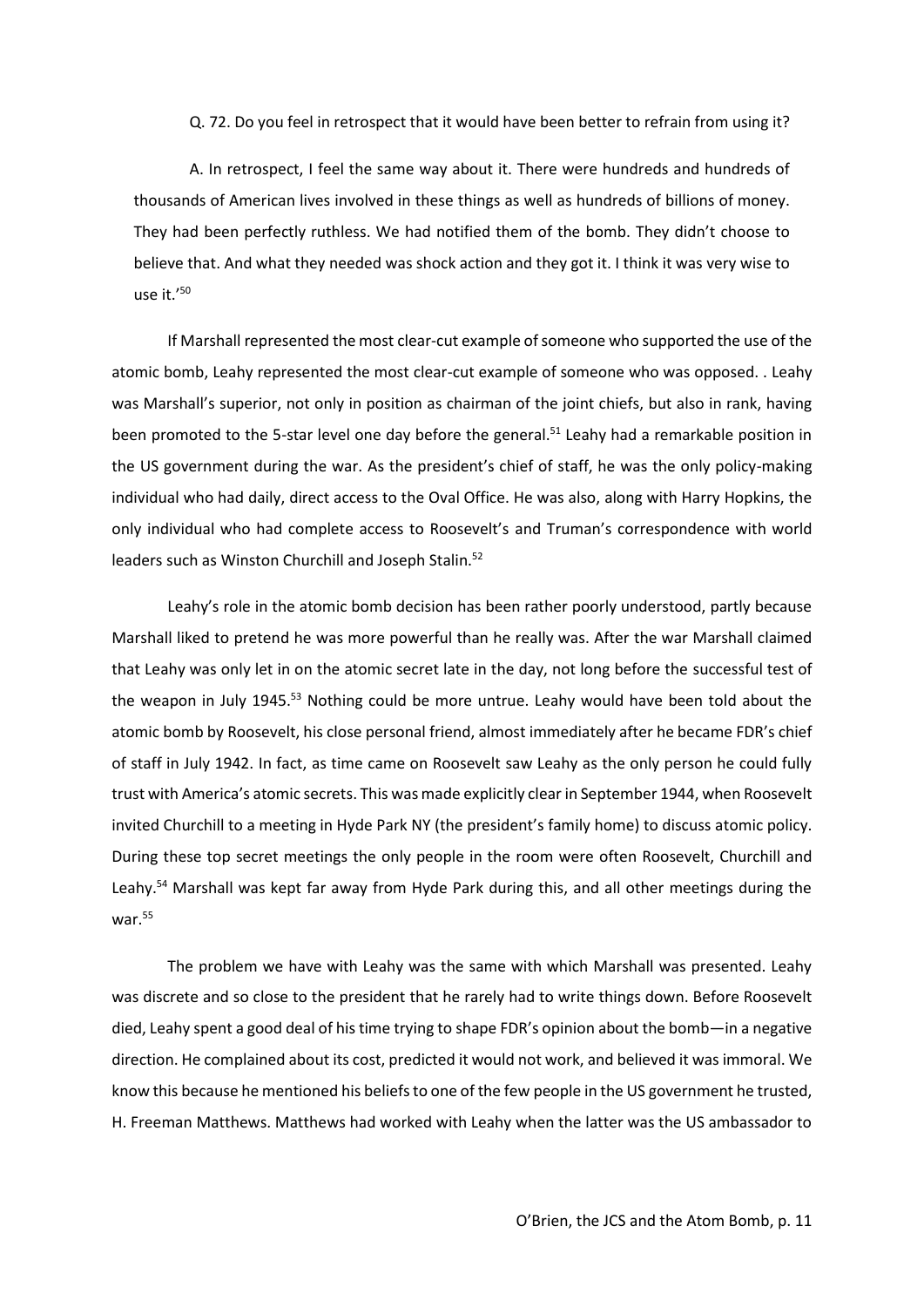Q. 72. Do you feel in retrospect that it would have been better to refrain from using it?

A. In retrospect, I feel the same way about it. There were hundreds and hundreds of thousands of American lives involved in these things as well as hundreds of billions of money. They had been perfectly ruthless. We had notified them of the bomb. They didn't choose to believe that. And what they needed was shock action and they got it. I think it was very wise to use it.'[50]

If Marshall represented the most clear-cut example of someone who supported the use of the atomic bomb, Leahy represented the most clear-cut example of someone who was opposed. . Leahy was Marshall's superior, not only in position as chairman of the joint chiefs, but also in rank, having been promoted to the 5-star level one day before the general.[51] Leahy had a remarkable position in the US government during the war. As the president's chief of staff, he was the only policy-making individual who had daily, direct access to the Oval Office. He was also, along with Harry Hopkins, the only individual who had complete access to Roosevelt's and Truman's correspondence with world leaders such as Winston Churchill and Joseph Stalin.[52]

Leahy's role in the atomic bomb decision has been rather poorly understood, partly because Marshall liked to pretend he was more powerful than he really was. After the war Marshall claimed that Leahy was only let in on the atomic secret late in the day, not long before the successful test of the weapon in July 1945.[53] Nothing could be more untrue. Leahy would have been told about the atomic bomb by Roosevelt, his close personal friend, almost immediately after he became FDR's chief of staff in July 1942. In fact, as time came on Roosevelt saw Leahy as the only person he could fully trust with America's atomic secrets. This was made explicitly clear in September 1944, when Roosevelt invited Churchill to a meeting in Hyde Park NY (the president's family home) to discuss atomic policy. During these top secret meetings the only people in the room were often Roosevelt, Churchill and Leahy.[54] Marshall was kept far away from Hyde Park during this, and all other meetings during the war.[55]

The problem we have with Leahy was the same with which Marshall was presented. Leahy was discrete and so close to the president that he rarely had to write things down. Before Roosevelt died, Leahy spent a good deal of his time trying to shape FDR's opinion about the bomb—in a negative direction. He complained about its cost, predicted it would not work, and believed it was immoral. We know this because he mentioned his beliefs to one of the few people in the US government he trusted, H. Freeman Matthews. Matthews had worked with Leahy when the latter was the US ambassador to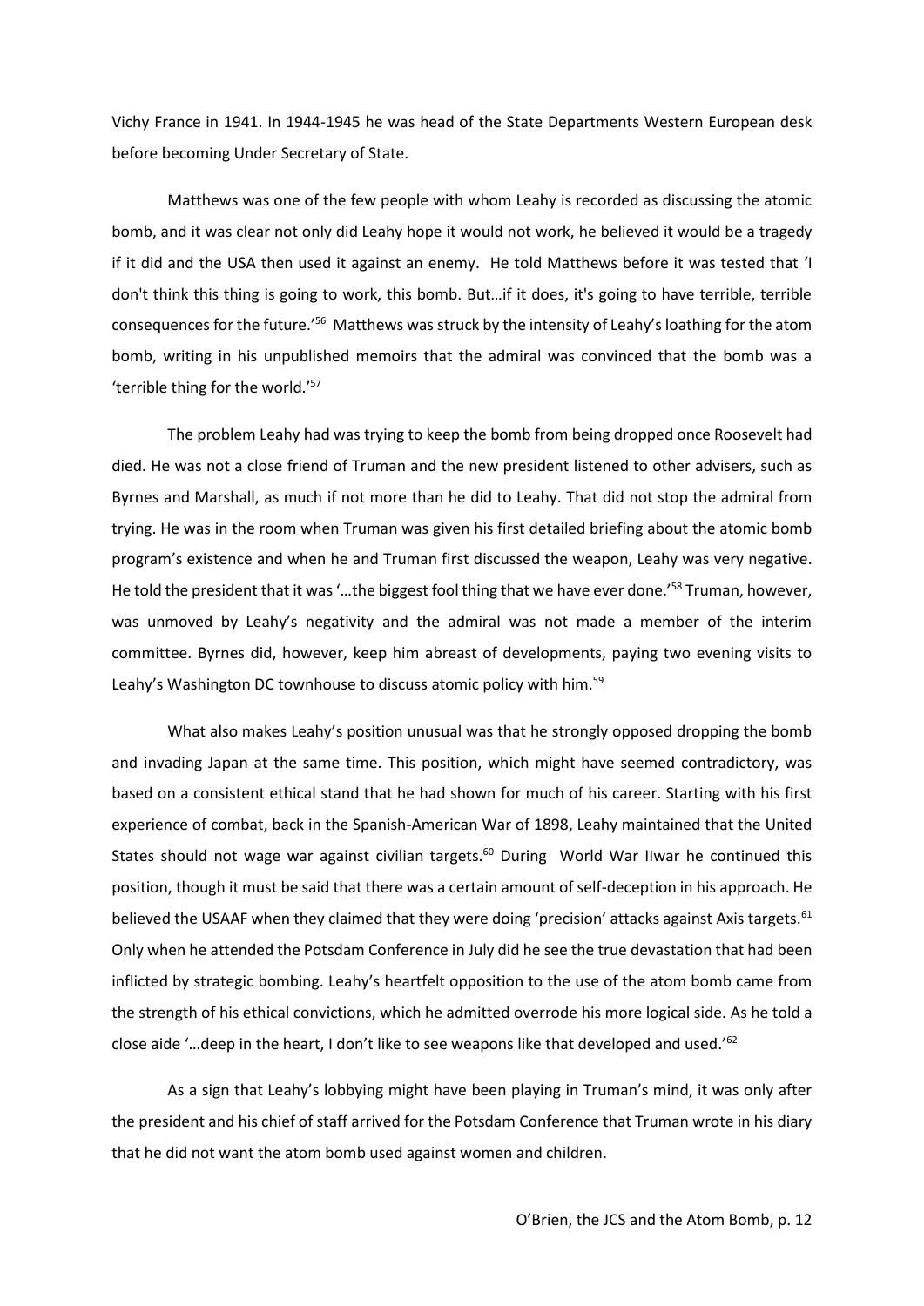Vichy France in 1941. In 1944-1945 he was head of the State Departments Western European desk before becoming Under Secretary of State.

Matthews was one of the few people with whom Leahy is recorded as discussing the atomic bomb, and it was clear not only did Leahy hope it would not work, he believed it would be a tragedy if it did and the USA then used it against an enemy. He told Matthews before it was tested that 'I don't think this thing is going to work, this bomb. But…if it does, it's going to have terrible, terrible consequences for the future.'[56] Matthews was struck by the intensity of Leahy's loathing for the atom bomb, writing in his unpublished memoirs that the admiral was convinced that the bomb was a 'terrible thing for the world.'[57]

The problem Leahy had was trying to keep the bomb from being dropped once Roosevelt had died. He was not a close friend of Truman and the new president listened to other advisers, such as Byrnes and Marshall, as much if not more than he did to Leahy. That did not stop the admiral from trying. He was in the room when Truman was given his first detailed briefing about the atomic bomb program's existence and when he and Truman first discussed the weapon, Leahy was very negative. He told the president that it was '…the biggest fool thing that we have ever done.'[58] Truman, however, was unmoved by Leahy's negativity and the admiral was not made a member of the interim committee. Byrnes did, however, keep him abreast of developments, paying two evening visits to Leahy's Washington DC townhouse to discuss atomic policy with him.[59]

What also makes Leahy's position unusual was that he strongly opposed dropping the bomb and invading Japan at the same time. This position, which might have seemed contradictory, was based on a consistent ethical stand that he had shown for much of his career. Starting with his first experience of combat, back in the Spanish-American War of 1898, Leahy maintained that the United States should not wage war against civilian targets.[60] During World War IIwar he continued this position, though it must be said that there was a certain amount of self-deception in his approach. He believed the USAAF when they claimed that they were doing 'precision' attacks against Axis targets.[61] Only when he attended the Potsdam Conference in July did he see the true devastation that had been inflicted by strategic bombing. Leahy's heartfelt opposition to the use of the atom bomb came from the strength of his ethical convictions, which he admitted overrode his more logical side. As he told a close aide '…deep in the heart, I don't like to see weapons like that developed and used.'[62]

As a sign that Leahy's lobbying might have been playing in Truman's mind, it was only after the president and his chief of staff arrived for the Potsdam Conference that Truman wrote in his diary that he did not want the atom bomb used against women and children.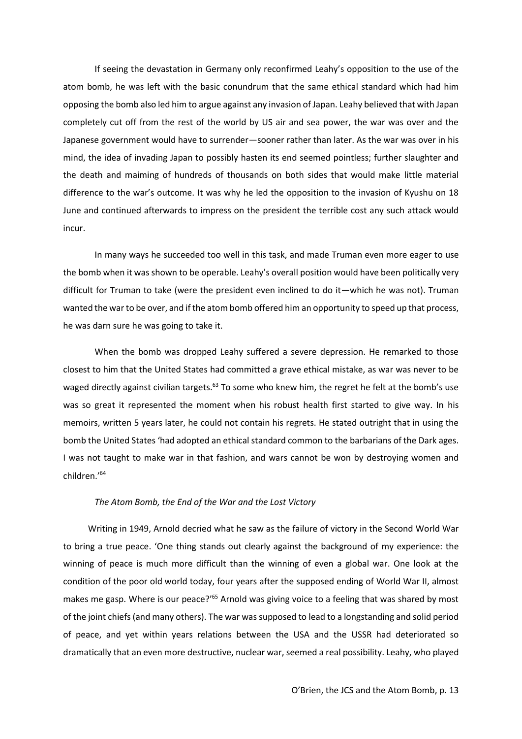If seeing the devastation in Germany only reconfirmed Leahy's opposition to the use of the atom bomb, he was left with the basic conundrum that the same ethical standard which had him opposing the bomb also led him to argue against any invasion of Japan. Leahy believed that with Japan completely cut off from the rest of the world by US air and sea power, the war was over and the Japanese government would have to surrender—sooner rather than later. As the war was over in his mind, the idea of invading Japan to possibly hasten its end seemed pointless; further slaughter and the death and maiming of hundreds of thousands on both sides that would make little material difference to the war's outcome. It was why he led the opposition to the invasion of Kyushu on 18 June and continued afterwards to impress on the president the terrible cost any such attack would incur.

In many ways he succeeded too well in this task, and made Truman even more eager to use the bomb when it was shown to be operable. Leahy's overall position would have been politically very difficult for Truman to take (were the president even inclined to do it—which he was not). Truman wanted the war to be over, and if the atom bomb offered him an opportunity to speed up that process, he was darn sure he was going to take it.

When the bomb was dropped Leahy suffered a severe depression. He remarked to those closest to him that the United States had committed a grave ethical mistake, as war was never to be waged directly against civilian targets.[63] To some who knew him, the regret he felt at the bomb's use was so great it represented the moment when his robust health first started to give way. In his memoirs, written 5 years later, he could not contain his regrets. He stated outright that in using the bomb the United States 'had adopted an ethical standard common to the barbarians of the Dark ages. I was not taught to make war in that fashion, and wars cannot be won by destroying women and children.'[64]

*The Atom Bomb, the End of the War and the Lost Victory*

Writing in 1949, Arnold decried what he saw as the failure of victory in the Second World War to bring a true peace. 'One thing stands out clearly against the background of my experience: the winning of peace is much more difficult than the winning of even a global war. One look at the condition of the poor old world today, four years after the supposed ending of World War II, almost makes me gasp. Where is our peace?'[65] Arnold was giving voice to a feeling that was shared by most of the joint chiefs (and many others). The war was supposed to lead to a longstanding and solid period of peace, and yet within years relations between the USA and the USSR had deteriorated so dramatically that an even more destructive, nuclear war, seemed a real possibility. Leahy, who played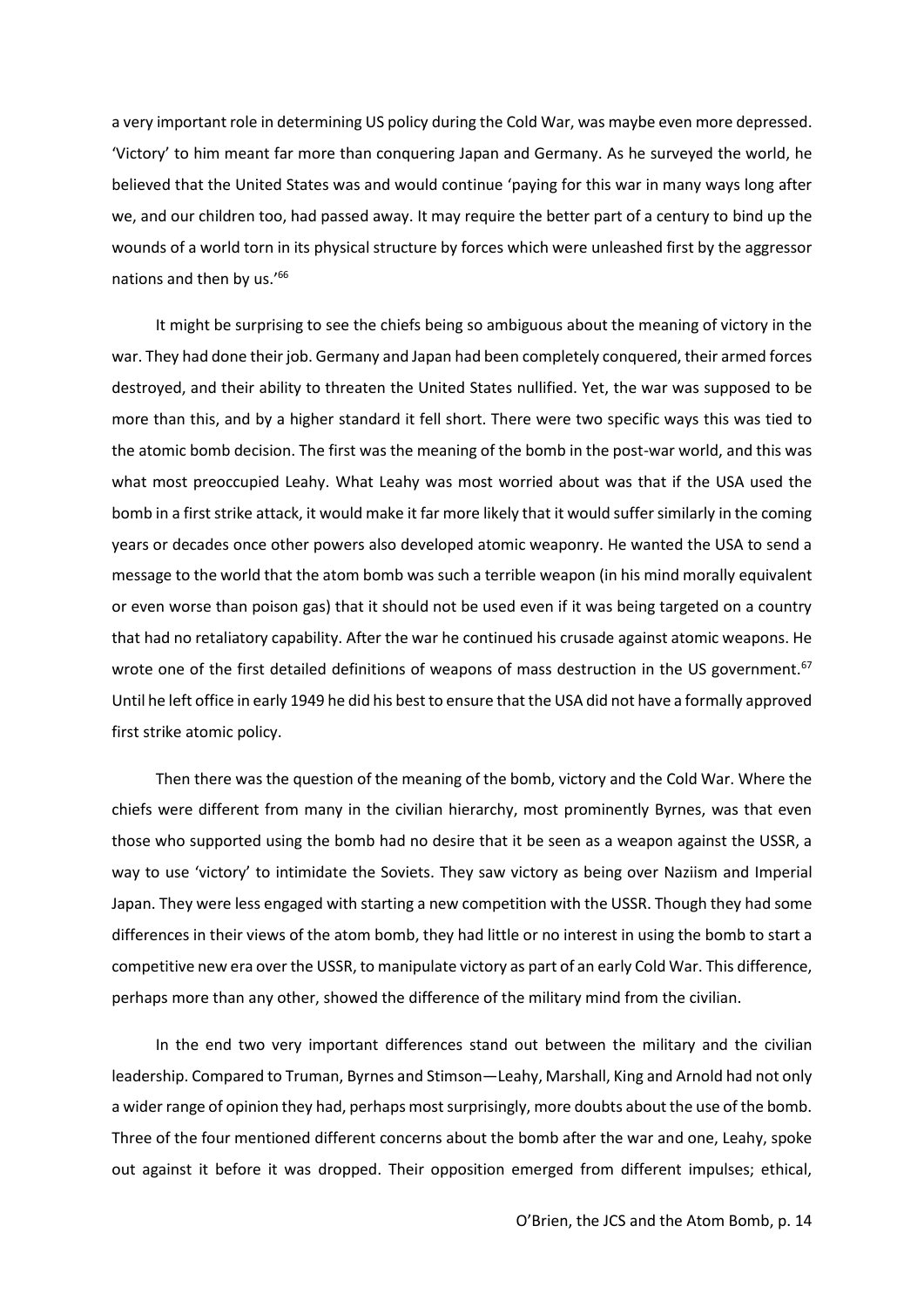a very important role in determining US policy during the Cold War, was maybe even more depressed. 'Victory' to him meant far more than conquering Japan and Germany. As he surveyed the world, he believed that the United States was and would continue 'paying for this war in many ways long after we, and our children too, had passed away. It may require the better part of a century to bind up the wounds of a world torn in its physical structure by forces which were unleashed first by the aggressor nations and then by us.'[66]

It might be surprising to see the chiefs being so ambiguous about the meaning of victory in the war. They had done their job. Germany and Japan had been completely conquered, their armed forces destroyed, and their ability to threaten the United States nullified. Yet, the war was supposed to be more than this, and by a higher standard it fell short. There were two specific ways this was tied to the atomic bomb decision. The first was the meaning of the bomb in the post-war world, and this was what most preoccupied Leahy. What Leahy was most worried about was that if the USA used the bomb in a first strike attack, it would make it far more likely that it would suffer similarly in the coming years or decades once other powers also developed atomic weaponry. He wanted the USA to send a message to the world that the atom bomb was such a terrible weapon (in his mind morally equivalent or even worse than poison gas) that it should not be used even if it was being targeted on a country that had no retaliatory capability. After the war he continued his crusade against atomic weapons. He wrote one of the first detailed definitions of weapons of mass destruction in the US government.[67] Until he left office in early 1949 he did his best to ensure that the USA did not have a formally approved first strike atomic policy.

Then there was the question of the meaning of the bomb, victory and the Cold War. Where the chiefs were different from many in the civilian hierarchy, most prominently Byrnes, was that even those who supported using the bomb had no desire that it be seen as a weapon against the USSR, a way to use 'victory' to intimidate the Soviets. They saw victory as being over Naziism and Imperial Japan. They were less engaged with starting a new competition with the USSR. Though they had some differences in their views of the atom bomb, they had little or no interest in using the bomb to start a competitive new era over the USSR, to manipulate victory as part of an early Cold War. This difference, perhaps more than any other, showed the difference of the military mind from the civilian.

In the end two very important differences stand out between the military and the civilian leadership. Compared to Truman, Byrnes and Stimson—Leahy, Marshall, King and Arnold had not only a wider range of opinion they had, perhaps most surprisingly, more doubts about the use of the bomb. Three of the four mentioned different concerns about the bomb after the war and one, Leahy, spoke out against it before it was dropped. Their opposition emerged from different impulses; ethical,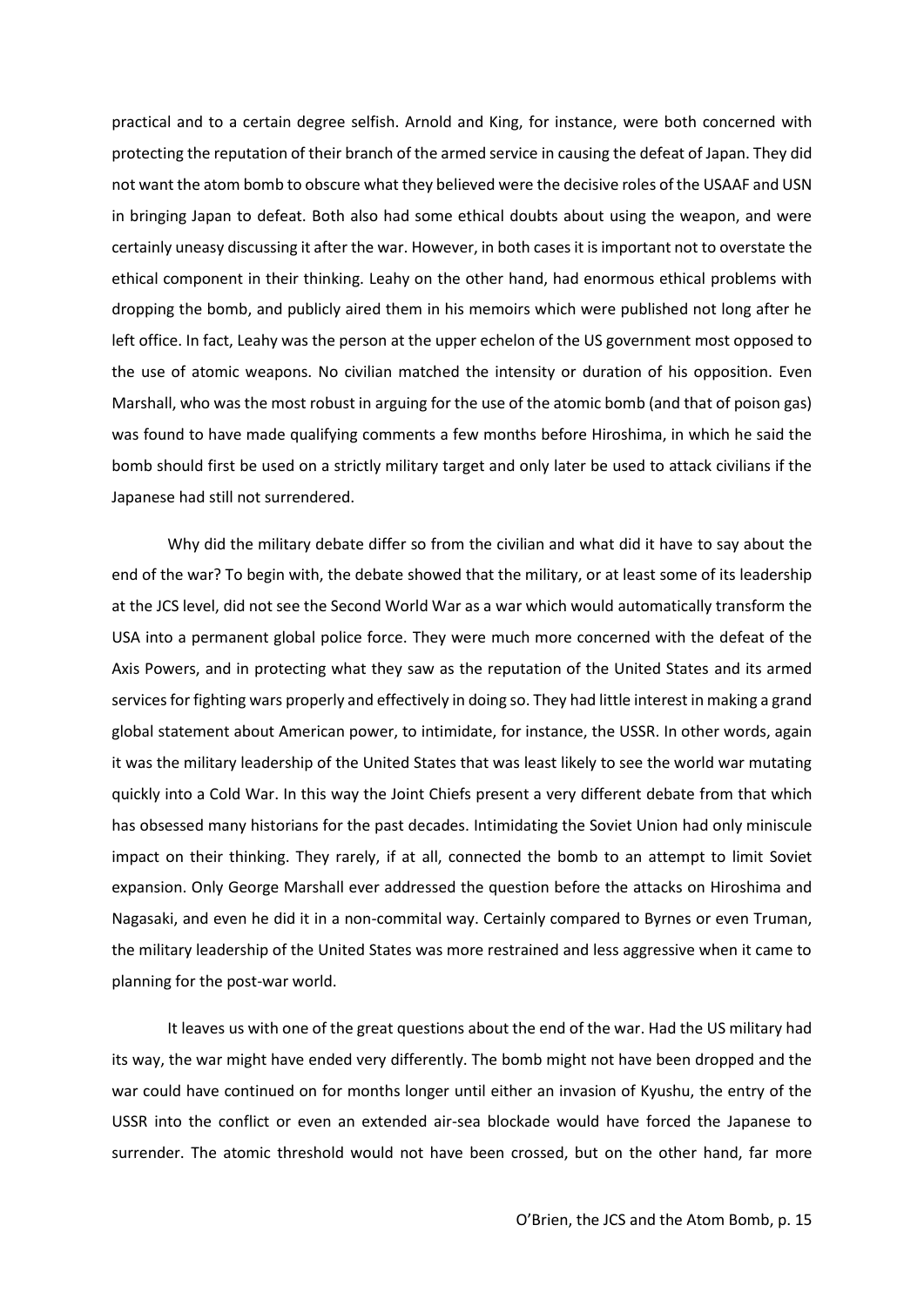practical and to a certain degree selfish. Arnold and King, for instance, were both concerned with protecting the reputation of their branch of the armed service in causing the defeat of Japan. They did not want the atom bomb to obscure what they believed were the decisive roles of the USAAF and USN in bringing Japan to defeat. Both also had some ethical doubts about using the weapon, and were certainly uneasy discussing it after the war. However, in both cases it is important not to overstate the ethical component in their thinking. Leahy on the other hand, had enormous ethical problems with dropping the bomb, and publicly aired them in his memoirs which were published not long after he left office. In fact, Leahy was the person at the upper echelon of the US government most opposed to the use of atomic weapons. No civilian matched the intensity or duration of his opposition. Even Marshall, who was the most robust in arguing for the use of the atomic bomb (and that of poison gas) was found to have made qualifying comments a few months before Hiroshima, in which he said the bomb should first be used on a strictly military target and only later be used to attack civilians if the Japanese had still not surrendered.

Why did the military debate differ so from the civilian and what did it have to say about the end of the war? To begin with, the debate showed that the military, or at least some of its leadership at the JCS level, did not see the Second World War as a war which would automatically transform the USA into a permanent global police force. They were much more concerned with the defeat of the Axis Powers, and in protecting what they saw as the reputation of the United States and its armed services for fighting wars properly and effectively in doing so. They had little interest in making a grand global statement about American power, to intimidate, for instance, the USSR. In other words, again it was the military leadership of the United States that was least likely to see the world war mutating quickly into a Cold War. In this way the Joint Chiefs present a very different debate from that which has obsessed many historians for the past decades. Intimidating the Soviet Union had only miniscule impact on their thinking. They rarely, if at all, connected the bomb to an attempt to limit Soviet expansion. Only George Marshall ever addressed the question before the attacks on Hiroshima and Nagasaki, and even he did it in a non-commital way. Certainly compared to Byrnes or even Truman, the military leadership of the United States was more restrained and less aggressive when it came to planning for the post-war world.

It leaves us with one of the great questions about the end of the war. Had the US military had its way, the war might have ended very differently. The bomb might not have been dropped and the war could have continued on for months longer until either an invasion of Kyushu, the entry of the USSR into the conflict or even an extended air-sea blockade would have forced the Japanese to surrender. The atomic threshold would not have been crossed, but on the other hand, far more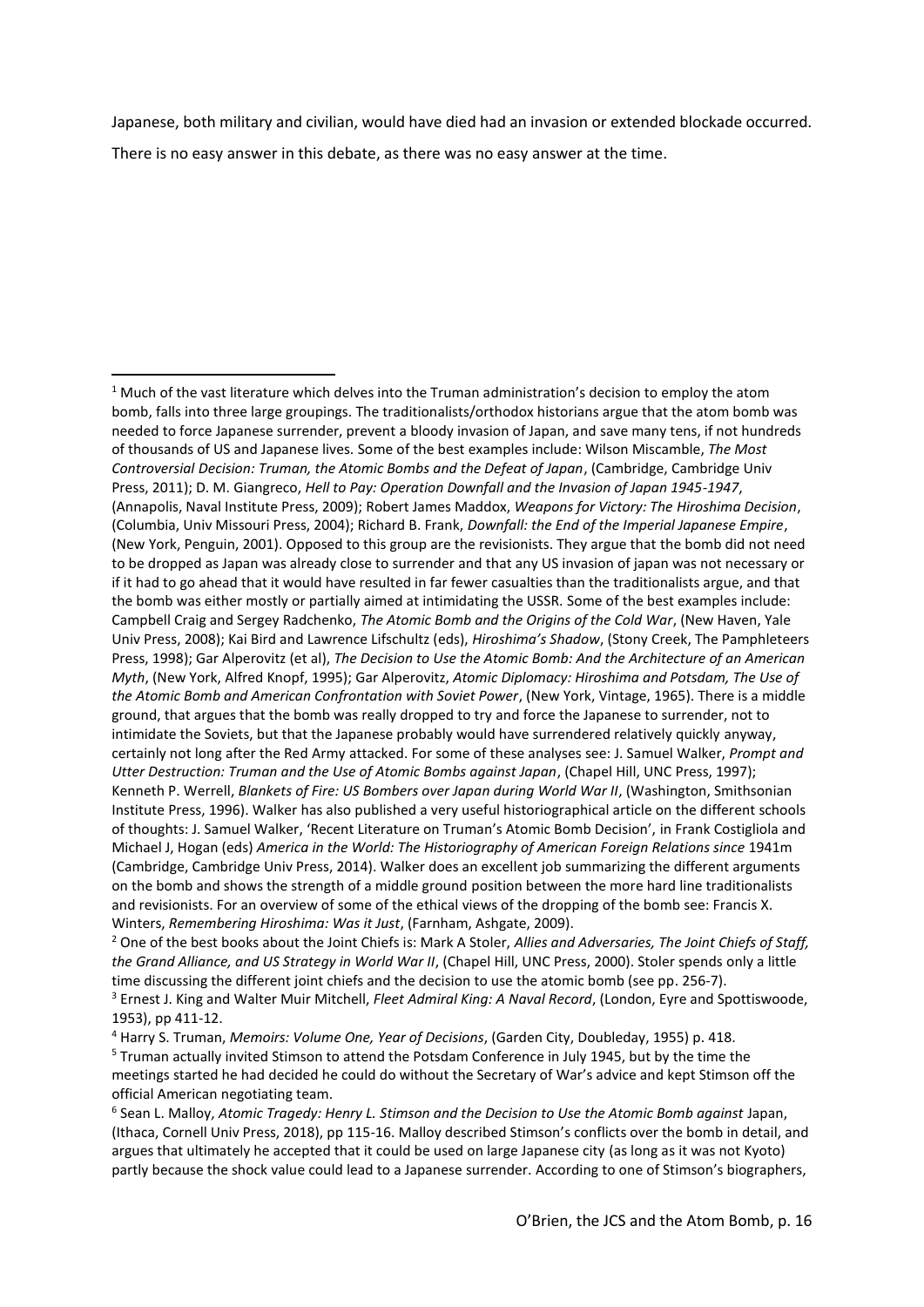Japanese, both military and civilian, would have died had an invasion or extended blockade occurred. There is no easy answer in this debate, as there was no easy answer at the time.

---

[1] Much of the vast literature which delves into the Truman administration's decision to employ the atom bomb, falls into three large groupings. The traditionalists/orthodox historians argue that the atom bomb was needed to force Japanese surrender, prevent a bloody invasion of Japan, and save many tens, if not hundreds of thousands of US and Japanese lives. Some of the best examples include: Wilson Miscamble, *The Most Controversial Decision: Truman, the Atomic Bombs and the Defeat of Japan*, (Cambridge, Cambridge Univ Press, 2011); D. M. Giangreco, *Hell to Pay: Operation Downfall and the Invasion of Japan 1945-1947*, (Annapolis, Naval Institute Press, 2009); Robert James Maddox, *Weapons for Victory: The Hiroshima Decision*, (Columbia, Univ Missouri Press, 2004); Richard B. Frank, *Downfall: the End of the Imperial Japanese Empire*, (New York, Penguin, 2001). Opposed to this group are the revisionists. They argue that the bomb did not need to be dropped as Japan was already close to surrender and that any US invasion of japan was not necessary or if it had to go ahead that it would have resulted in far fewer casualties than the traditionalists argue, and that the bomb was either mostly or partially aimed at intimidating the USSR. Some of the best examples include: Campbell Craig and Sergey Radchenko, *The Atomic Bomb and the Origins of the Cold War*, (New Haven, Yale Univ Press, 2008); Kai Bird and Lawrence Lifschultz (eds), *Hiroshima's Shadow*, (Stony Creek, The Pamphleteers Press, 1998); Gar Alperovitz (et al), *The Decision to Use the Atomic Bomb: And the Architecture of an American Myth*, (New York, Alfred Knopf, 1995); Gar Alperovitz, *Atomic Diplomacy: Hiroshima and Potsdam, The Use of the Atomic Bomb and American Confrontation with Soviet Power*, (New York, Vintage, 1965). There is a middle ground, that argues that the bomb was really dropped to try and force the Japanese to surrender, not to intimidate the Soviets, but that the Japanese probably would have surrendered relatively quickly anyway, certainly not long after the Red Army attacked. For some of these analyses see: J. Samuel Walker, *Prompt and Utter Destruction: Truman and the Use of Atomic Bombs against Japan*, (Chapel Hill, UNC Press, 1997); Kenneth P. Werrell, *Blankets of Fire: US Bombers over Japan during World War II*, (Washington, Smithsonian Institute Press, 1996). Walker has also published a very useful historiographical article on the different schools of thoughts: J. Samuel Walker, 'Recent Literature on Truman's Atomic Bomb Decision', in Frank Costigliola and Michael J, Hogan (eds) *America in the World: The Historiography of American Foreign Relations since* 1941m (Cambridge, Cambridge Univ Press, 2014). Walker does an excellent job summarizing the different arguments on the bomb and shows the strength of a middle ground position between the more hard line traditionalists and revisionists. For an overview of some of the ethical views of the dropping of the bomb see: Francis X. Winters, *Remembering Hiroshima: Was it Just*, (Farnham, Ashgate, 2009).

[2] One of the best books about the Joint Chiefs is: Mark A Stoler, *Allies and Adversaries, The Joint Chiefs of Staff, the Grand Alliance, and US Strategy in World War II*, (Chapel Hill, UNC Press, 2000). Stoler spends only a little time discussing the different joint chiefs and the decision to use the atomic bomb (see pp. 256-7).

[3] Ernest J. King and Walter Muir Mitchell, *Fleet Admiral King: A Naval Record*, (London, Eyre and Spottiswoode, 1953), pp 411-12.

[4] Harry S. Truman, *Memoirs: Volume One, Year of Decisions*, (Garden City, Doubleday, 1955) p. 418.

[5] Truman actually invited Stimson to attend the Potsdam Conference in July 1945, but by the time the meetings started he had decided he could do without the Secretary of War's advice and kept Stimson off the official American negotiating team.

[6] Sean L. Malloy, *Atomic Tragedy: Henry L. Stimson and the Decision to Use the Atomic Bomb against* Japan, (Ithaca, Cornell Univ Press, 2018), pp 115-16. Malloy described Stimson's conflicts over the bomb in detail, and argues that ultimately he accepted that it could be used on large Japanese city (as long as it was not Kyoto) partly because the shock value could lead to a Japanese surrender. According to one of Stimson's biographers,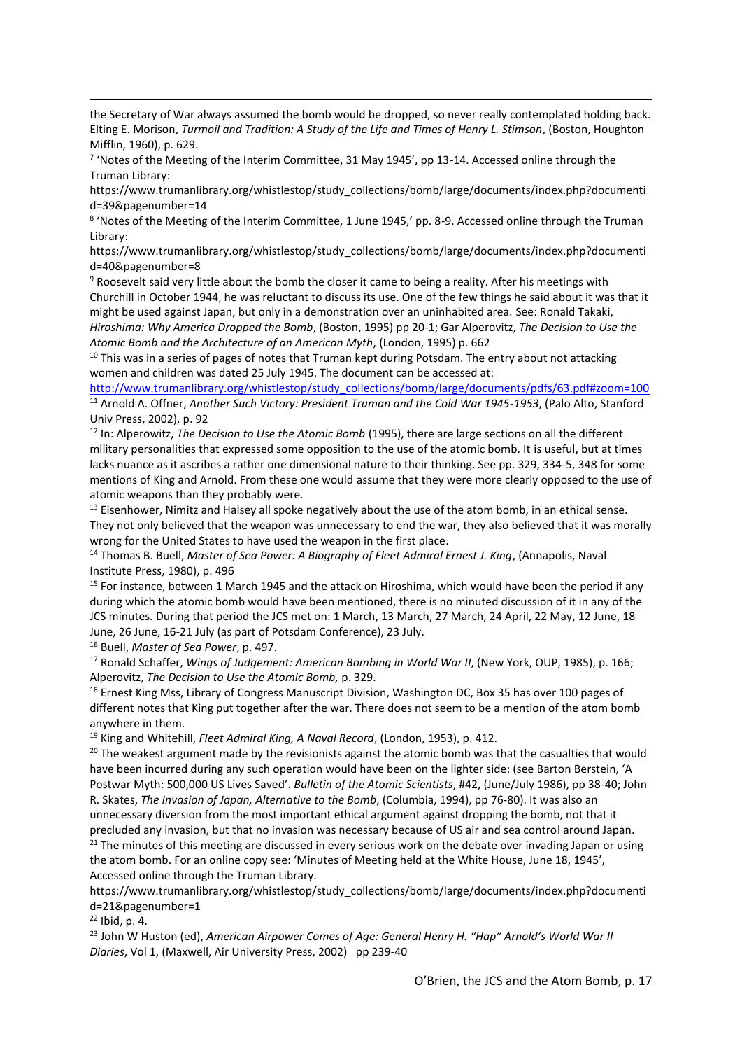the Secretary of War always assumed the bomb would be dropped, so never really contemplated holding back. Elting E. Morison, *Turmoil and Tradition: A Study of the Life and Times of Henry L. Stimson*, (Boston, Houghton Mifflin, 1960), p. 629.

[7] 'Notes of the Meeting of the Interim Committee, 31 May 1945', pp 13-14. Accessed online through the Truman Library: https://www.trumanlibrary.org/whistlestop/study_collections/bomb/large/documents/index.php?documentid=39&pagenumber=14

[8] 'Notes of the Meeting of the Interim Committee, 1 June 1945,' pp. 8-9. Accessed online through the Truman Library: https://www.trumanlibrary.org/whistlestop/study_collections/bomb/large/documents/index.php?documentid=40&pagenumber=8

[9] Roosevelt said very little about the bomb the closer it came to being a reality. After his meetings with Churchill in October 1944, he was reluctant to discuss its use. One of the few things he said about it was that it might be used against Japan, but only in a demonstration over an uninhabited area. See: Ronald Takaki, *Hiroshima: Why America Dropped the Bomb*, (Boston, 1995) pp 20-1; Gar Alperovitz, *The Decision to Use the Atomic Bomb and the Architecture of an American Myth*, (London, 1995) p. 662

[10] This was in a series of pages of notes that Truman kept during Potsdam. The entry about not attacking women and children was dated 25 July 1945. The document can be accessed at: http://www.trumanlibrary.org/whistlestop/study_collections/bomb/large/documents/pdfs/63.pdf#zoom=100

[11] Arnold A. Offner, *Another Such Victory: President Truman and the Cold War 1945-1953*, (Palo Alto, Stanford Univ Press, 2002), p. 92

[12] In: Alperowitz, *The Decision to Use the Atomic Bomb* (1995), there are large sections on all the different military personalities that expressed some opposition to the use of the atomic bomb. It is useful, but at times lacks nuance as it ascribes a rather one dimensional nature to their thinking. See pp. 329, 334-5, 348 for some mentions of King and Arnold. From these one would assume that they were more clearly opposed to the use of atomic weapons than they probably were.

[13] Eisenhower, Nimitz and Halsey all spoke negatively about the use of the atom bomb, in an ethical sense. They not only believed that the weapon was unnecessary to end the war, they also believed that it was morally wrong for the United States to have used the weapon in the first place.

[14] Thomas B. Buell, *Master of Sea Power: A Biography of Fleet Admiral Ernest J. King*, (Annapolis, Naval Institute Press, 1980), p. 496

[15] For instance, between 1 March 1945 and the attack on Hiroshima, which would have been the period if any during which the atomic bomb would have been mentioned, there is no minuted discussion of it in any of the JCS minutes. During that period the JCS met on: 1 March, 13 March, 27 March, 24 April, 22 May, 12 June, 18 June, 26 June, 16-21 July (as part of Potsdam Conference), 23 July.

[16] Buell, *Master of Sea Power*, p. 497.

[17] Ronald Schaffer, *Wings of Judgement: American Bombing in World War II*, (New York, OUP, 1985), p. 166; Alperovitz, *The Decision to Use the Atomic Bomb,* p. 329.

[18] Ernest King Mss, Library of Congress Manuscript Division, Washington DC, Box 35 has over 100 pages of different notes that King put together after the war. There does not seem to be a mention of the atom bomb anywhere in them.

[19] King and Whitehill, *Fleet Admiral King, A Naval Record*, (London, 1953), p. 412.

[20] The weakest argument made by the revisionists against the atomic bomb was that the casualties that would have been incurred during any such operation would have been on the lighter side: (see Barton Berstein, 'A Postwar Myth: 500,000 US Lives Saved'. *Bulletin of the Atomic Scientists*, #42, (June/July 1986), pp 38-40; John R. Skates, *The Invasion of Japan, Alternative to the Bomb*, (Columbia, 1994), pp 76-80). It was also an unnecessary diversion from the most important ethical argument against dropping the bomb, not that it precluded any invasion, but that no invasion was necessary because of US air and sea control around Japan.

[21] The minutes of this meeting are discussed in every serious work on the debate over invading Japan or using the atom bomb. For an online copy see: 'Minutes of Meeting held at the White House, June 18, 1945', Accessed online through the Truman Library. https://www.trumanlibrary.org/whistlestop/study_collections/bomb/large/documents/index.php?documentid=21&pagenumber=1

[22] Ibid, p. 4.

[23] John W Huston (ed), *American Airpower Comes of Age: General Henry H. "Hap" Arnold's World War II Diaries*, Vol 1, (Maxwell, Air University Press, 2002) pp 239-40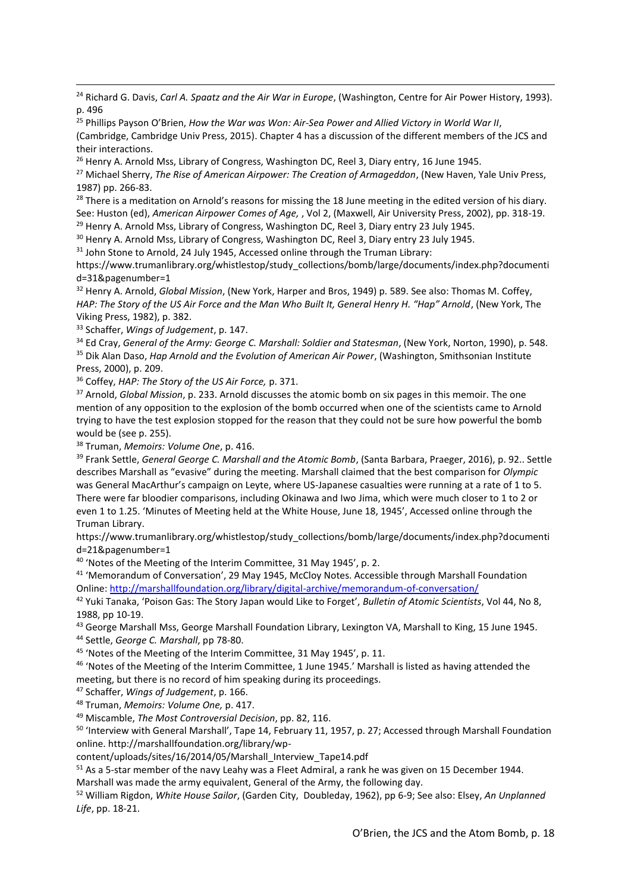[24] Richard G. Davis, *Carl A. Spaatz and the Air War in Europe*, (Washington, Centre for Air Power History, 1993). p. 496

[25] Phillips Payson O'Brien, *How the War was Won: Air-Sea Power and Allied Victory in World War II*, (Cambridge, Cambridge Univ Press, 2015). Chapter 4 has a discussion of the different members of the JCS and their interactions.

[26] Henry A. Arnold Mss, Library of Congress, Washington DC, Reel 3, Diary entry, 16 June 1945.

[27] Michael Sherry, *The Rise of American Airpower: The Creation of Armageddon*, (New Haven, Yale Univ Press, 1987) pp. 266-83.

[28] There is a meditation on Arnold's reasons for missing the 18 June meeting in the edited version of his diary. See: Huston (ed), *American Airpower Comes of Age,* , Vol 2, (Maxwell, Air University Press, 2002), pp. 318-19.

[29] Henry A. Arnold Mss, Library of Congress, Washington DC, Reel 3, Diary entry 23 July 1945.

[30] Henry A. Arnold Mss, Library of Congress, Washington DC, Reel 3, Diary entry 23 July 1945.

[31] John Stone to Arnold, 24 July 1945, Accessed online through the Truman Library: https://www.trumanlibrary.org/whistlestop/study_collections/bomb/large/documents/index.php?documentid=31&pagenumber=1

[32] Henry A. Arnold, *Global Mission*, (New York, Harper and Bros, 1949) p. 589. See also: Thomas M. Coffey, *HAP: The Story of the US Air Force and the Man Who Built It, General Henry H. "Hap" Arnold*, (New York, The Viking Press, 1982), p. 382.

[33] Schaffer, *Wings of Judgement*, p. 147.

[34] Ed Cray, *General of the Army: George C. Marshall: Soldier and Statesman*, (New York, Norton, 1990), p. 548.

[35] Dik Alan Daso, *Hap Arnold and the Evolution of American Air Power*, (Washington, Smithsonian Institute Press, 2000), p. 209.

[36] Coffey, *HAP: The Story of the US Air Force,* p. 371.

[37] Arnold, *Global Mission*, p. 233. Arnold discusses the atomic bomb on six pages in this memoir. The one mention of any opposition to the explosion of the bomb occurred when one of the scientists came to Arnold trying to have the test explosion stopped for the reason that they could not be sure how powerful the bomb would be (see p. 255).

[38] Truman, *Memoirs: Volume One*, p. 416.

[39] Frank Settle, *General George C. Marshall and the Atomic Bomb*, (Santa Barbara, Praeger, 2016), p. 92.. Settle describes Marshall as "evasive" during the meeting. Marshall claimed that the best comparison for *Olympic* was General MacArthur's campaign on Leyte, where US-Japanese casualties were running at a rate of 1 to 5. There were far bloodier comparisons, including Okinawa and Iwo Jima, which were much closer to 1 to 2 or even 1 to 1.25. 'Minutes of Meeting held at the White House, June 18, 1945', Accessed online through the Truman Library.
https://www.trumanlibrary.org/whistlestop/study_collections/bomb/large/documents/index.php?documentid=21&pagenumber=1

[40] 'Notes of the Meeting of the Interim Committee, 31 May 1945', p. 2.

[41] 'Memorandum of Conversation', 29 May 1945, McCloy Notes. Accessible through Marshall Foundation Online: http://marshallfoundation.org/library/digital-archive/memorandum-of-conversation/

[42] Yuki Tanaka, 'Poison Gas: The Story Japan would Like to Forget', *Bulletin of Atomic Scientists*, Vol 44, No 8, 1988, pp 10-19.

[43] George Marshall Mss, George Marshall Foundation Library, Lexington VA, Marshall to King, 15 June 1945.

[44] Settle, *George C. Marshall*, pp 78-80.

[45] 'Notes of the Meeting of the Interim Committee, 31 May 1945', p. 11.

[46] 'Notes of the Meeting of the Interim Committee, 1 June 1945.' Marshall is listed as having attended the meeting, but there is no record of him speaking during its proceedings.

[47] Schaffer, *Wings of Judgement*, p. 166.

[48] Truman, *Memoirs: Volume One,* p. 417.

[49] Miscamble, *The Most Controversial Decision*, pp. 82, 116.

[50] 'Interview with General Marshall', Tape 14, February 11, 1957, p. 27; Accessed through Marshall Foundation online. http://marshallfoundation.org/library/wp-content/uploads/sites/16/2014/05/Marshall_Interview_Tape14.pdf

[51] As a 5-star member of the navy Leahy was a Fleet Admiral, a rank he was given on 15 December 1944. Marshall was made the army equivalent, General of the Army, the following day.

[52] William Rigdon, *White House Sailor*, (Garden City, Doubleday, 1962), pp 6-9; See also: Elsey, *An Unplanned Life*, pp. 18-21.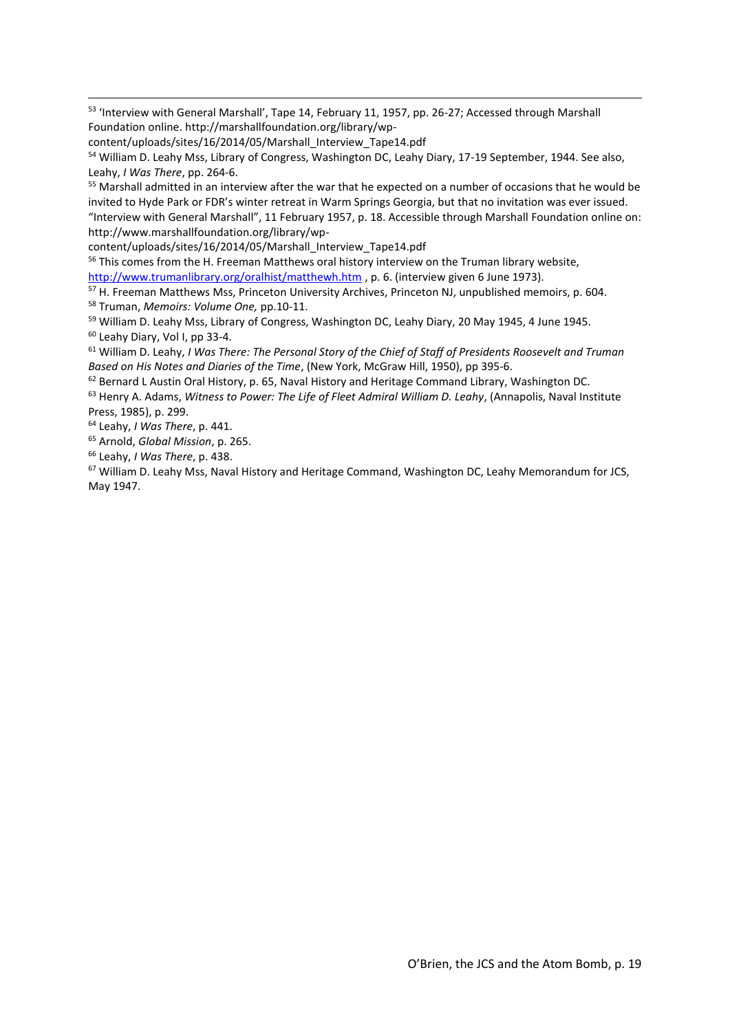[53] 'Interview with General Marshall', Tape 14, February 11, 1957, pp. 26-27; Accessed through Marshall Foundation online. http://marshallfoundation.org/library/wp-content/uploads/sites/16/2014/05/Marshall_Interview_Tape14.pdf

[54] William D. Leahy Mss, Library of Congress, Washington DC, Leahy Diary, 17-19 September, 1944. See also, Leahy, *I Was There*, pp. 264-6.

[55] Marshall admitted in an interview after the war that he expected on a number of occasions that he would be invited to Hyde Park or FDR's winter retreat in Warm Springs Georgia, but that no invitation was ever issued. "Interview with General Marshall", 11 February 1957, p. 18. Accessible through Marshall Foundation online on: http://www.marshallfoundation.org/library/wp-content/uploads/sites/16/2014/05/Marshall_Interview_Tape14.pdf

[56] This comes from the H. Freeman Matthews oral history interview on the Truman library website, http://www.trumanlibrary.org/oralhist/matthewh.htm , p. 6. (interview given 6 June 1973).

[57] H. Freeman Matthews Mss, Princeton University Archives, Princeton NJ, unpublished memoirs, p. 604.

[58] Truman, *Memoirs: Volume One,* pp.10-11.

[59] William D. Leahy Mss, Library of Congress, Washington DC, Leahy Diary, 20 May 1945, 4 June 1945.

[60] Leahy Diary, Vol I, pp 33-4.

[61] William D. Leahy, *I Was There: The Personal Story of the Chief of Staff of Presidents Roosevelt and Truman Based on His Notes and Diaries of the Time*, (New York, McGraw Hill, 1950), pp 395-6.

[62] Bernard L Austin Oral History, p. 65, Naval History and Heritage Command Library, Washington DC.

[63] Henry A. Adams, *Witness to Power: The Life of Fleet Admiral William D. Leahy*, (Annapolis, Naval Institute Press, 1985), p. 299.

[64] Leahy, *I Was There*, p. 441.

[65] Arnold, *Global Mission*, p. 265.

[66] Leahy, *I Was There*, p. 438.

[67] William D. Leahy Mss, Naval History and Heritage Command, Washington DC, Leahy Memorandum for JCS, May 1947.